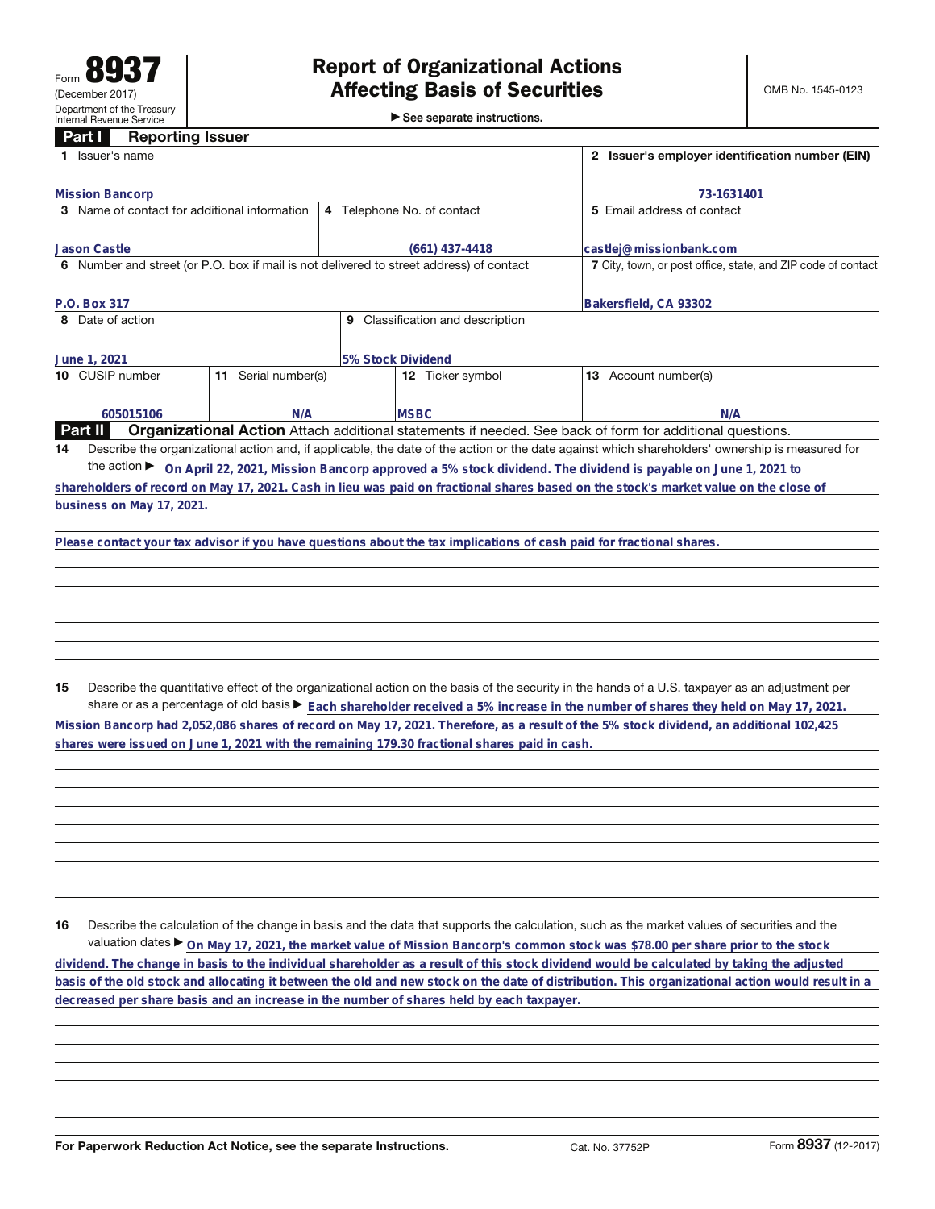Form **8937**
(December 2017)
Department of the Treasury
Internal Revenue Service

# Report of Organizational Actions Affecting Basis of Securities

▶ See separate instructions.

OMB No. 1545-0123

## Part I Reporting Issuer

| 1 Issuer's name | | | 2 Issuer's employer identification number (EIN) |
|---|---|---|---|
| Mission Bancorp | | | 73-1631401 |
| 3 Name of contact for additional information | 4 Telephone No. of contact | | 5 Email address of contact |
| Jason Castle | (661) 437-4418 | | castlej@missionbank.com |
| 6 Number and street (or P.O. box if mail is not delivered to street address) of contact | | | 7 City, town, or post office, state, and ZIP code of contact |
| P.O. Box 317 | | | Bakersfield, CA 93302 |
| 8 Date of action | 9 Classification and description | | |
| June 1, 2021 | 5% Stock Dividend | | |
| 10 CUSIP number | 11 Serial number(s) | 12 Ticker symbol | 13 Account number(s) |
| 605015106 | N/A | MSBC | N/A |

## Part II Organizational Action

Attach additional statements if needed. See back of form for additional questions.

**14** Describe the organizational action and, if applicable, the date of the action or the date against which shareholders' ownership is measured for the action ▶ On April 22, 2021, Mission Bancorp approved a 5% stock dividend. The dividend is payable on June 1, 2021 to shareholders of record on May 17, 2021. Cash in lieu was paid on fractional shares based on the stock's market value on the close of business on May 17, 2021.

Please contact your tax advisor if you have questions about the tax implications of cash paid for fractional shares.

**15** Describe the quantitative effect of the organizational action on the basis of the security in the hands of a U.S. taxpayer as an adjustment per share or as a percentage of old basis ▶ Each shareholder received a 5% increase in the number of shares they held on May 17, 2021. Mission Bancorp had 2,052,086 shares of record on May 17, 2021. Therefore, as a result of the 5% stock dividend, an additional 102,425 shares were issued on June 1, 2021 with the remaining 179.30 fractional shares paid in cash.

**16** Describe the calculation of the change in basis and the data that supports the calculation, such as the market values of securities and the valuation dates ▶ On May 17, 2021, the market value of Mission Bancorp's common stock was $78.00 per share prior to the stock dividend. The change in basis to the individual shareholder as a result of this stock dividend would be calculated by taking the adjusted basis of the old stock and allocating it between the old and new stock on the date of distribution. This organizational action would result in a decreased per share basis and an increase in the number of shares held by each taxpayer.

For Paperwork Reduction Act Notice, see the separate Instructions. Cat. No. 37752P Form **8937** (12-2017)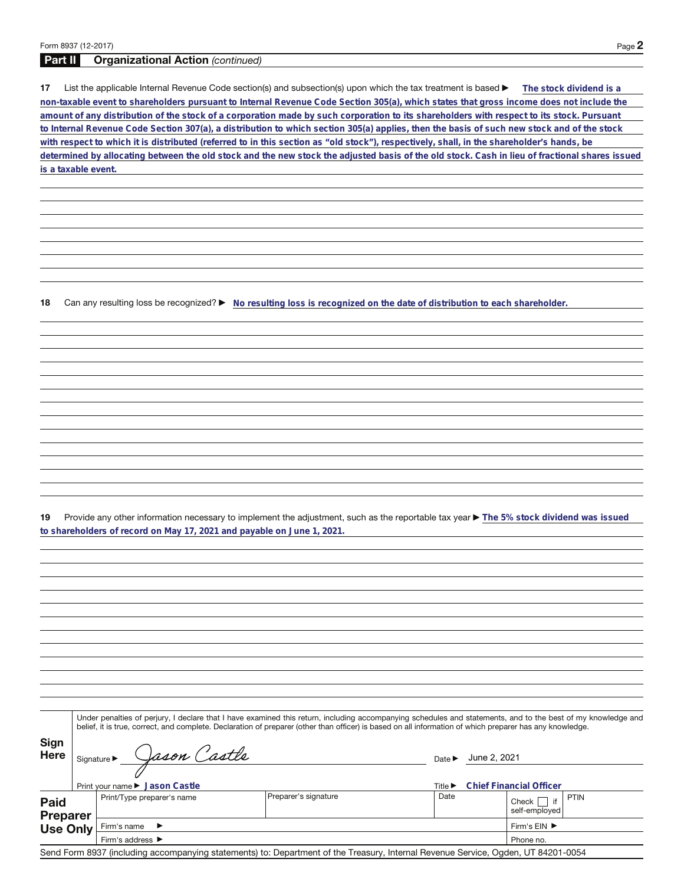Form 8937 (12-2017)

## Part II Organizational Action *(continued)*

**17** List the applicable Internal Revenue Code section(s) and subsection(s) upon which the tax treatment is based ► **The stock dividend is a non-taxable event to shareholders pursuant to Internal Revenue Code Section 305(a), which states that gross income does not include the amount of any distribution of the stock of a corporation made by such corporation to its shareholders with respect to its stock. Pursuant to Internal Revenue Code Section 307(a), a distribution to which section 305(a) applies, then the basis of such new stock and of the stock with respect to which it is distributed (referred to in this section as "old stock"), respectively, shall, in the shareholder's hands, be determined by allocating between the old stock and the new stock the adjusted basis of the old stock. Cash in lieu of fractional shares issued is a taxable event.**

**18** Can any resulting loss be recognized? ► **No resulting loss is recognized on the date of distribution to each shareholder.**

**19** Provide any other information necessary to implement the adjustment, such as the reportable tax year ► **The 5% stock dividend was issued to shareholders of record on May 17, 2021 and payable on June 1, 2021.**

**Sign Here**

Under penalties of perjury, I declare that I have examined this return, including accompanying schedules and statements, and to the best of my knowledge and belief, it is true, correct, and complete. Declaration of preparer (other than officer) is based on all information of which preparer has any knowledge.

Signature ► Jason Castle    Date ► June 2, 2021

Print your name ► **Jason Castle**    Title ► **Chief Financial Officer**

**Paid Preparer Use Only**

| Print/Type preparer's name | Preparer's signature | Date | Check ☐ if self-employed | PTIN |
|---|---|---|---|---|
| Firm's name ► | | | Firm's EIN ► | |
| Firm's address ► | | | Phone no. | |

Send Form 8937 (including accompanying statements) to: Department of the Treasury, Internal Revenue Service, Ogden, UT 84201-0054